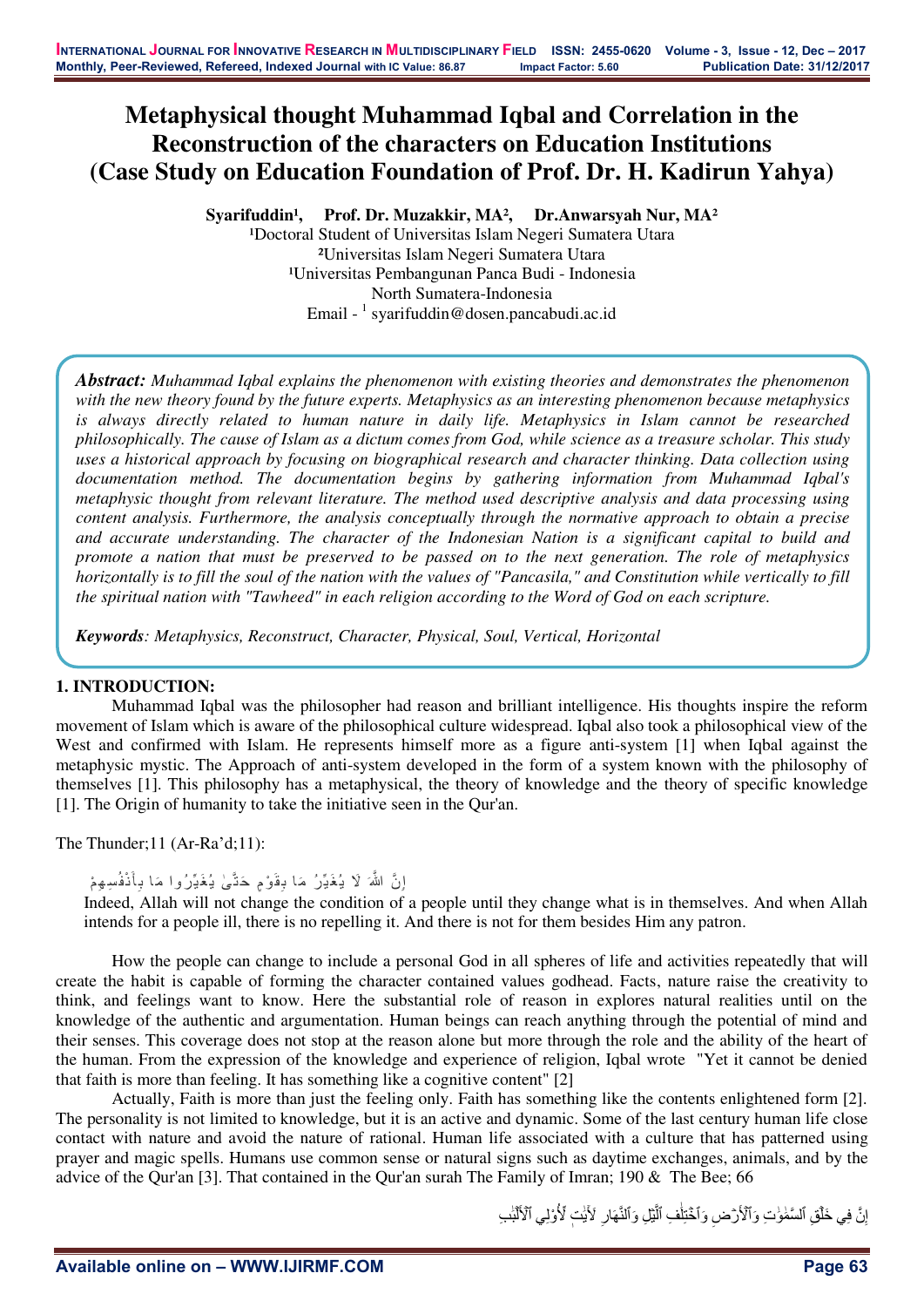# Metaphysical thought Muhammad Iqbal and Correlation in the Reconstruction of the characters on Education Institutions (Case Study on Education Foundation of Prof. Dr. H. Kadirun Yahya)

**Syarifuddin[1], Prof. Dr. Muzakkir, MA[2], Dr.Anwarsyah Nur, MA[2]**

[1]Doctoral Student of Universitas Islam Negeri Sumatera Utara
[2]Universitas Islam Negeri Sumatera Utara
[1]Universitas Pembangunan Panca Budi - Indonesia
North Sumatera-Indonesia
Email - [1] syarifuddin@dosen.pancabudi.ac.id

***Abstract:*** *Muhammad Iqbal explains the phenomenon with existing theories and demonstrates the phenomenon with the new theory found by the future experts. Metaphysics as an interesting phenomenon because metaphysics is always directly related to human nature in daily life. Metaphysics in Islam cannot be researched philosophically. The cause of Islam as a dictum comes from God, while science as a treasure scholar. This study uses a historical approach by focusing on biographical research and character thinking. Data collection using documentation method. The documentation begins by gathering information from Muhammad Iqbal's metaphysic thought from relevant literature. The method used descriptive analysis and data processing using content analysis. Furthermore, the analysis conceptually through the normative approach to obtain a precise and accurate understanding. The character of the Indonesian Nation is a significant capital to build and promote a nation that must be preserved to be passed on to the next generation. The role of metaphysics horizontally is to fill the soul of the nation with the values of "Pancasila," and Constitution while vertically to fill the spiritual nation with "Tawheed" in each religion according to the Word of God on each scripture.*

***Keywords****: Metaphysics, Reconstruct, Character, Physical, Soul, Vertical, Horizontal*

## 1. INTRODUCTION:

Muhammad Iqbal was the philosopher had reason and brilliant intelligence. His thoughts inspire the reform movement of Islam which is aware of the philosophical culture widespread. Iqbal also took a philosophical view of the West and confirmed with Islam. He represents himself more as a figure anti-system [1] when Iqbal against the metaphysic mystic. The Approach of anti-system developed in the form of a system known with the philosophy of themselves [1]. This philosophy has a metaphysical, the theory of knowledge and the theory of specific knowledge [1]. The Origin of humanity to take the initiative seen in the Qur'an.

The Thunder;11 (Ar-Ra'd;11):

إِنَّ اللَّهَ لَا يُغَيِّرُ مَا بِقَوْمٍ حَتَّىٰ يُغَيِّرُوا مَا بِأَنْفُسِهِمْ

Indeed, Allah will not change the condition of a people until they change what is in themselves. And when Allah intends for a people ill, there is no repelling it. And there is not for them besides Him any patron.

How the people can change to include a personal God in all spheres of life and activities repeatedly that will create the habit is capable of forming the character contained values godhead. Facts, nature raise the creativity to think, and feelings want to know. Here the substantial role of reason in explores natural realities until on the knowledge of the authentic and argumentation. Human beings can reach anything through the potential of mind and their senses. This coverage does not stop at the reason alone but more through the role and the ability of the heart of the human. From the expression of the knowledge and experience of religion, Iqbal wrote "Yet it cannot be denied that faith is more than feeling. It has something like a cognitive content" [2]

Actually, Faith is more than just the feeling only. Faith has something like the contents enlightened form [2]. The personality is not limited to knowledge, but it is an active and dynamic. Some of the last century human life close contact with nature and avoid the nature of rational. Human life associated with a culture that has patterned using prayer and magic spells. Humans use common sense or natural signs such as daytime exchanges, animals, and by the advice of the Qur'an [3]. That contained in the Qur'an surah The Family of Imran; 190 & The Bee; 66

إِنَّ فِي خَلْقِ ٱلسَّمَٰوَٰتِ وَٱلْأَرْضِ وَٱخْتِلَٰفِ ٱلَّيْلِ وَٱلنَّهَارِ لَءَايَٰتٍ لِّأُو۟لِى ٱلْأَلْبَٰبِ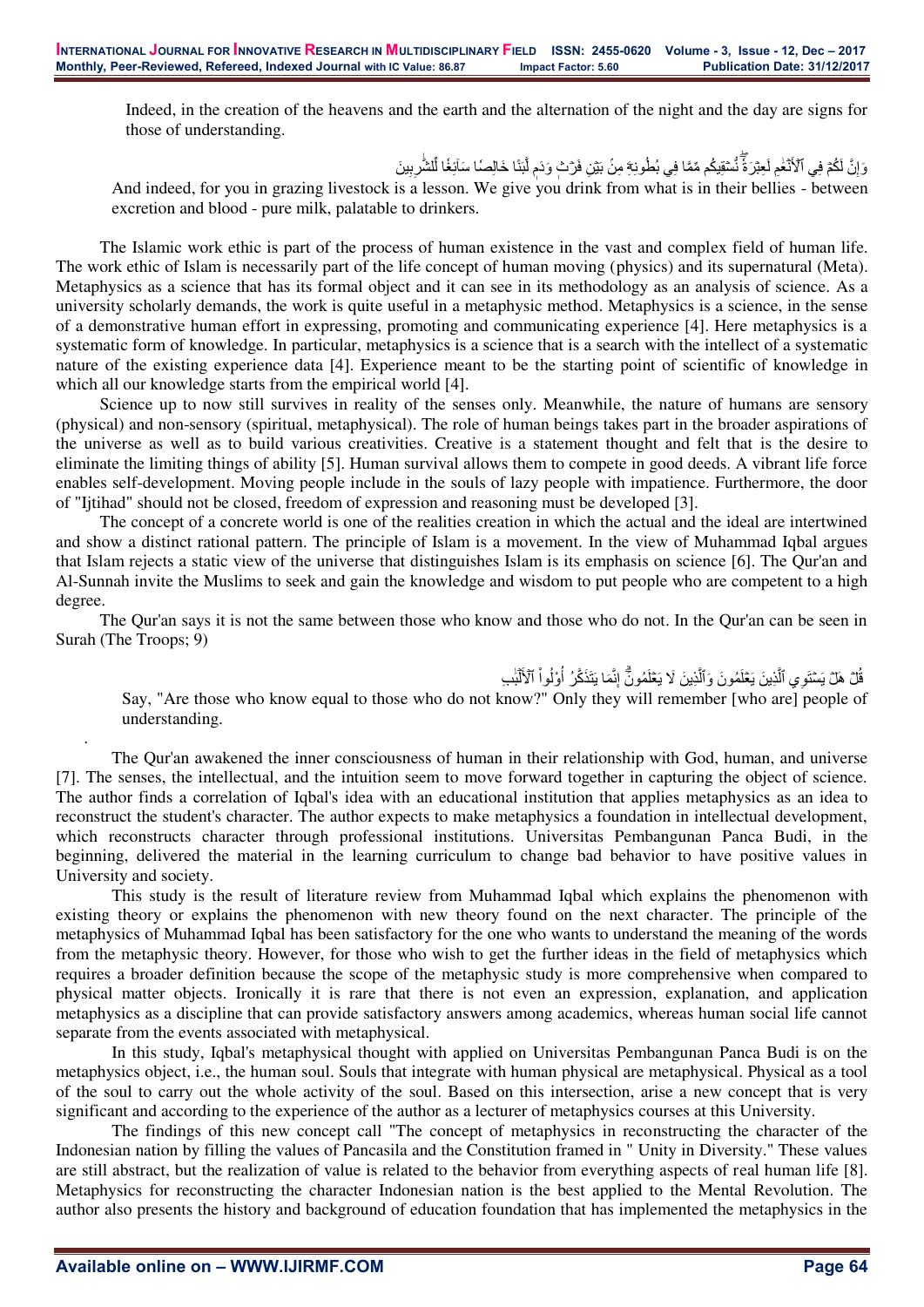Indeed, in the creation of the heavens and the earth and the alternation of the night and the day are signs for those of understanding.

وَإِنَّ لَكُمْ فِي ٱلْأَنْعَٰمِ لَعِبْرَةًۖ نُّسْقِيكُم مِّمَّا فِي بُطُونِهِۦ مِنۢ بَيْنِ فَرْثٍ وَدَمٍ لَّبَنًا خَالِصًا سَآئِغًا لِّلشَّٰرِبِينَ

And indeed, for you in grazing livestock is a lesson. We give you drink from what is in their bellies - between excretion and blood - pure milk, palatable to drinkers.

The Islamic work ethic is part of the process of human existence in the vast and complex field of human life. The work ethic of Islam is necessarily part of the life concept of human moving (physics) and its supernatural (Meta). Metaphysics as a science that has its formal object and it can see in its methodology as an analysis of science. As a university scholarly demands, the work is quite useful in a metaphysic method. Metaphysics is a science, in the sense of a demonstrative human effort in expressing, promoting and communicating experience [4]. Here metaphysics is a systematic form of knowledge. In particular, metaphysics is a science that is a search with the intellect of a systematic nature of the existing experience data [4]. Experience meant to be the starting point of scientific of knowledge in which all our knowledge starts from the empirical world [4].

Science up to now still survives in reality of the senses only. Meanwhile, the nature of humans are sensory (physical) and non-sensory (spiritual, metaphysical). The role of human beings takes part in the broader aspirations of the universe as well as to build various creativities. Creative is a statement thought and felt that is the desire to eliminate the limiting things of ability [5]. Human survival allows them to compete in good deeds. A vibrant life force enables self-development. Moving people include in the souls of lazy people with impatience. Furthermore, the door of "Ijtihad" should not be closed, freedom of expression and reasoning must be developed [3].

The concept of a concrete world is one of the realities creation in which the actual and the ideal are intertwined and show a distinct rational pattern. The principle of Islam is a movement. In the view of Muhammad Iqbal argues that Islam rejects a static view of the universe that distinguishes Islam is its emphasis on science [6]. The Qur'an and Al-Sunnah invite the Muslims to seek and gain the knowledge and wisdom to put people who are competent to a high degree.

The Qur'an says it is not the same between those who know and those who do not. In the Qur'an can be seen in Surah (The Troops; 9)

قُلْ هَلْ يَسْتَوِي ٱلَّذِينَ يَعْلَمُونَ وَٱلَّذِينَ لَا يَعْلَمُونَۗ إِنَّمَا يَتَذَكَّرُ أُوْلُواْ ٱلْأَلْبَٰبِ

Say, "Are those who know equal to those who do not know?" Only they will remember [who are] people of understanding.

The Qur'an awakened the inner consciousness of human in their relationship with God, human, and universe [7]. The senses, the intellectual, and the intuition seem to move forward together in capturing the object of science. The author finds a correlation of Iqbal's idea with an educational institution that applies metaphysics as an idea to reconstruct the student's character. The author expects to make metaphysics a foundation in intellectual development, which reconstructs character through professional institutions. Universitas Pembangunan Panca Budi, in the beginning, delivered the material in the learning curriculum to change bad behavior to have positive values in University and society.

This study is the result of literature review from Muhammad Iqbal which explains the phenomenon with existing theory or explains the phenomenon with new theory found on the next character. The principle of the metaphysics of Muhammad Iqbal has been satisfactory for the one who wants to understand the meaning of the words from the metaphysic theory. However, for those who wish to get the further ideas in the field of metaphysics which requires a broader definition because the scope of the metaphysic study is more comprehensive when compared to physical matter objects. Ironically it is rare that there is not even an expression, explanation, and application metaphysics as a discipline that can provide satisfactory answers among academics, whereas human social life cannot separate from the events associated with metaphysical.

In this study, Iqbal's metaphysical thought with applied on Universitas Pembangunan Panca Budi is on the metaphysics object, i.e., the human soul. Souls that integrate with human physical are metaphysical. Physical as a tool of the soul to carry out the whole activity of the soul. Based on this intersection, arise a new concept that is very significant and according to the experience of the author as a lecturer of metaphysics courses at this University.

The findings of this new concept call "The concept of metaphysics in reconstructing the character of the Indonesian nation by filling the values of Pancasila and the Constitution framed in " Unity in Diversity." These values are still abstract, but the realization of value is related to the behavior from everything aspects of real human life [8]. Metaphysics for reconstructing the character Indonesian nation is the best applied to the Mental Revolution. The author also presents the history and background of education foundation that has implemented the metaphysics in the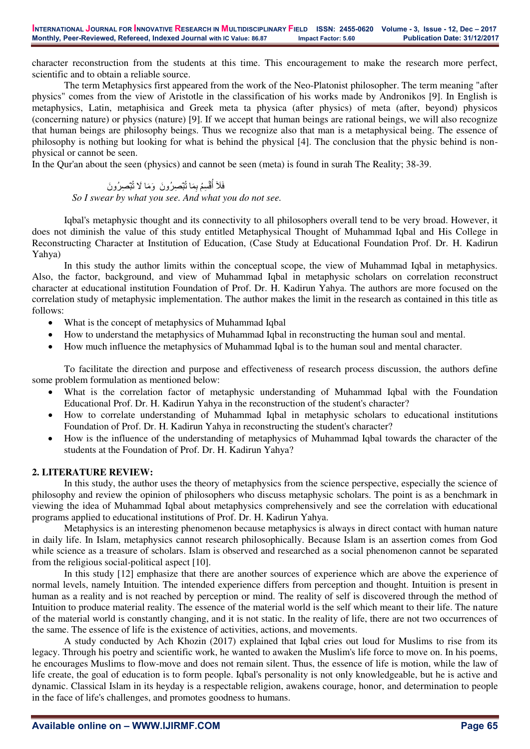character reconstruction from the students at this time. This encouragement to make the research more perfect, scientific and to obtain a reliable source.

The term Metaphysics first appeared from the work of the Neo-Platonist philosopher. The term meaning "after physics" comes from the view of Aristotle in the classification of his works made by Andronikos [9]. In English is metaphysics, Latin, metaphisica and Greek meta ta physica (after physics) of meta (after, beyond) physicos (concerning nature) or physics (nature) [9]. If we accept that human beings are rational beings, we will also recognize that human beings are philosophy beings. Thus we recognize also that man is a metaphysical being. The essence of philosophy is nothing but looking for what is behind the physical [4]. The conclusion that the physic behind is non-physical or cannot be seen.

In the Qur'an about the seen (physics) and cannot be seen (meta) is found in surah The Reality; 38-39.

فَلَآ أُقْسِمُ بِمَا تُبْصِرُونَ وَمَا لَا تُبْصِرُونَ

*So I swear by what you see. And what you do not see.*

Iqbal's metaphysic thought and its connectivity to all philosophers overall tend to be very broad. However, it does not diminish the value of this study entitled Metaphysical Thought of Muhammad Iqbal and His College in Reconstructing Character at Institution of Education, (Case Study at Educational Foundation Prof. Dr. H. Kadirun Yahya)

In this study the author limits within the conceptual scope, the view of Muhammad Iqbal in metaphysics. Also, the factor, background, and view of Muhammad Iqbal in metaphysic scholars on correlation reconstruct character at educational institution Foundation of Prof. Dr. H. Kadirun Yahya. The authors are more focused on the correlation study of metaphysic implementation. The author makes the limit in the research as contained in this title as follows:

- What is the concept of metaphysics of Muhammad Iqbal
- How to understand the metaphysics of Muhammad Iqbal in reconstructing the human soul and mental.
- How much influence the metaphysics of Muhammad Iqbal is to the human soul and mental character.

To facilitate the direction and purpose and effectiveness of research process discussion, the authors define some problem formulation as mentioned below:

- What is the correlation factor of metaphysic understanding of Muhammad Iqbal with the Foundation Educational Prof. Dr. H. Kadirun Yahya in the reconstruction of the student's character?
- How to correlate understanding of Muhammad Iqbal in metaphysic scholars to educational institutions Foundation of Prof. Dr. H. Kadirun Yahya in reconstructing the student's character?
- How is the influence of the understanding of metaphysics of Muhammad Iqbal towards the character of the students at the Foundation of Prof. Dr. H. Kadirun Yahya?

## 2. LITERATURE REVIEW:

In this study, the author uses the theory of metaphysics from the science perspective, especially the science of philosophy and review the opinion of philosophers who discuss metaphysic scholars. The point is as a benchmark in viewing the idea of Muhammad Iqbal about metaphysics comprehensively and see the correlation with educational programs applied to educational institutions of Prof. Dr. H. Kadirun Yahya.

Metaphysics is an interesting phenomenon because metaphysics is always in direct contact with human nature in daily life. In Islam, metaphysics cannot research philosophically. Because Islam is an assertion comes from God while science as a treasure of scholars. Islam is observed and researched as a social phenomenon cannot be separated from the religious social-political aspect [10].

In this study [12] emphasize that there are another sources of experience which are above the experience of normal levels, namely Intuition. The intended experience differs from perception and thought. Intuition is present in human as a reality and is not reached by perception or mind. The reality of self is discovered through the method of Intuition to produce material reality. The essence of the material world is the self which meant to their life. The nature of the material world is constantly changing, and it is not static. In the reality of life, there are not two occurrences of the same. The essence of life is the existence of activities, actions, and movements.

A study conducted by Ach Khozin (2017) explained that Iqbal cries out loud for Muslims to rise from its legacy. Through his poetry and scientific work, he wanted to awaken the Muslim's life force to move on. In his poems, he encourages Muslims to flow-move and does not remain silent. Thus, the essence of life is motion, while the law of life create, the goal of education is to form people. Iqbal's personality is not only knowledgeable, but he is active and dynamic. Classical Islam in its heyday is a respectable religion, awakens courage, honor, and determination to people in the face of life's challenges, and promotes goodness to humans.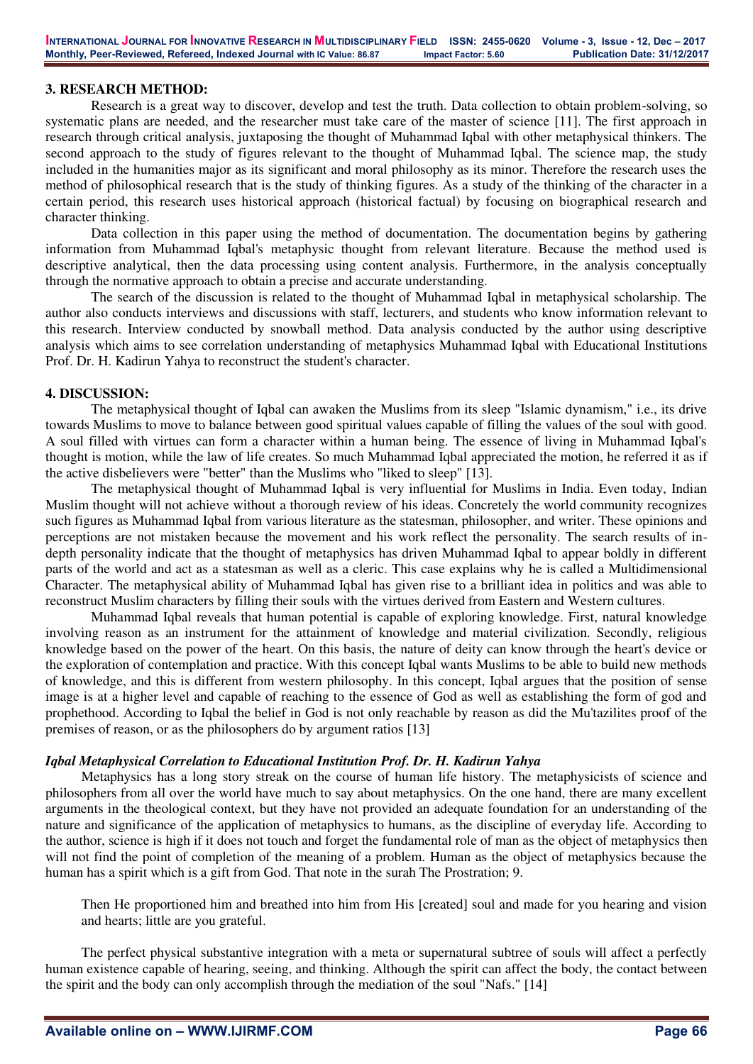## 3. RESEARCH METHOD:

Research is a great way to discover, develop and test the truth. Data collection to obtain problem-solving, so systematic plans are needed, and the researcher must take care of the master of science [11]. The first approach in research through critical analysis, juxtaposing the thought of Muhammad Iqbal with other metaphysical thinkers. The second approach to the study of figures relevant to the thought of Muhammad Iqbal. The science map, the study included in the humanities major as its significant and moral philosophy as its minor. Therefore the research uses the method of philosophical research that is the study of thinking figures. As a study of the thinking of the character in a certain period, this research uses historical approach (historical factual) by focusing on biographical research and character thinking.

Data collection in this paper using the method of documentation. The documentation begins by gathering information from Muhammad Iqbal's metaphysic thought from relevant literature. Because the method used is descriptive analytical, then the data processing using content analysis. Furthermore, in the analysis conceptually through the normative approach to obtain a precise and accurate understanding.

The search of the discussion is related to the thought of Muhammad Iqbal in metaphysical scholarship. The author also conducts interviews and discussions with staff, lecturers, and students who know information relevant to this research. Interview conducted by snowball method. Data analysis conducted by the author using descriptive analysis which aims to see correlation understanding of metaphysics Muhammad Iqbal with Educational Institutions Prof. Dr. H. Kadirun Yahya to reconstruct the student's character.

## 4. DISCUSSION:

The metaphysical thought of Iqbal can awaken the Muslims from its sleep "Islamic dynamism," i.e., its drive towards Muslims to move to balance between good spiritual values capable of filling the values of the soul with good. A soul filled with virtues can form a character within a human being. The essence of living in Muhammad Iqbal's thought is motion, while the law of life creates. So much Muhammad Iqbal appreciated the motion, he referred it as if the active disbelievers were "better" than the Muslims who "liked to sleep" [13].

The metaphysical thought of Muhammad Iqbal is very influential for Muslims in India. Even today, Indian Muslim thought will not achieve without a thorough review of his ideas. Concretely the world community recognizes such figures as Muhammad Iqbal from various literature as the statesman, philosopher, and writer. These opinions and perceptions are not mistaken because the movement and his work reflect the personality. The search results of in-depth personality indicate that the thought of metaphysics has driven Muhammad Iqbal to appear boldly in different parts of the world and act as a statesman as well as a cleric. This case explains why he is called a Multidimensional Character. The metaphysical ability of Muhammad Iqbal has given rise to a brilliant idea in politics and was able to reconstruct Muslim characters by filling their souls with the virtues derived from Eastern and Western cultures.

Muhammad Iqbal reveals that human potential is capable of exploring knowledge. First, natural knowledge involving reason as an instrument for the attainment of knowledge and material civilization. Secondly, religious knowledge based on the power of the heart. On this basis, the nature of deity can know through the heart's device or the exploration of contemplation and practice. With this concept Iqbal wants Muslims to be able to build new methods of knowledge, and this is different from western philosophy. In this concept, Iqbal argues that the position of sense image is at a higher level and capable of reaching to the essence of God as well as establishing the form of god and prophethood. According to Iqbal the belief in God is not only reachable by reason as did the Mu'tazilites proof of the premises of reason, or as the philosophers do by argument ratios [13]

### *Iqbal Metaphysical Correlation to Educational Institution Prof. Dr. H. Kadirun Yahya*

Metaphysics has a long story streak on the course of human life history. The metaphysicists of science and philosophers from all over the world have much to say about metaphysics. On the one hand, there are many excellent arguments in the theological context, but they have not provided an adequate foundation for an understanding of the nature and significance of the application of metaphysics to humans, as the discipline of everyday life. According to the author, science is high if it does not touch and forget the fundamental role of man as the object of metaphysics then will not find the point of completion of the meaning of a problem. Human as the object of metaphysics because the human has a spirit which is a gift from God. That note in the surah The Prostration; 9.

> Then He proportioned him and breathed into him from His [created] soul and made for you hearing and vision and hearts; little are you grateful.

The perfect physical substantive integration with a meta or supernatural subtree of souls will affect a perfectly human existence capable of hearing, seeing, and thinking. Although the spirit can affect the body, the contact between the spirit and the body can only accomplish through the mediation of the soul "Nafs." [14]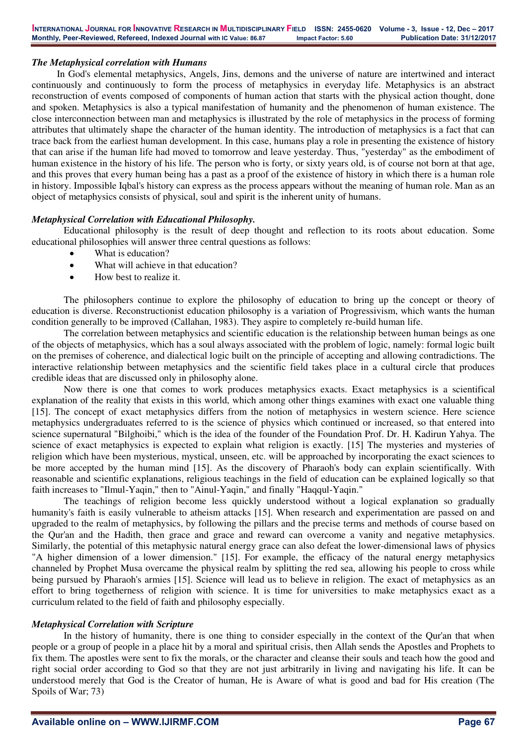### *The Metaphysical correlation with Humans*

In God's elemental metaphysics, Angels, Jins, demons and the universe of nature are intertwined and interact continuously and continuously to form the process of metaphysics in everyday life. Metaphysics is an abstract reconstruction of events composed of components of human action that starts with the physical action thought, done and spoken. Metaphysics is also a typical manifestation of humanity and the phenomenon of human existence. The close interconnection between man and metaphysics is illustrated by the role of metaphysics in the process of forming attributes that ultimately shape the character of the human identity. The introduction of metaphysics is a fact that can trace back from the earliest human development. In this case, humans play a role in presenting the existence of history that can arise if the human life had moved to tomorrow and leave yesterday. Thus, "yesterday" as the embodiment of human existence in the history of his life. The person who is forty, or sixty years old, is of course not born at that age, and this proves that every human being has a past as a proof of the existence of history in which there is a human role in history. Impossible Iqbal's history can express as the process appears without the meaning of human role. Man as an object of metaphysics consists of physical, soul and spirit is the inherent unity of humans.

### *Metaphysical Correlation with Educational Philosophy.*

Educational philosophy is the result of deep thought and reflection to its roots about education. Some educational philosophies will answer three central questions as follows:

- What is education?
- What will achieve in that education?
- How best to realize it.

The philosophers continue to explore the philosophy of education to bring up the concept or theory of education is diverse. Reconstructionist education philosophy is a variation of Progressivism, which wants the human condition generally to be improved (Callahan, 1983). They aspire to completely re-build human life.

The correlation between metaphysics and scientific education is the relationship between human beings as one of the objects of metaphysics, which has a soul always associated with the problem of logic, namely: formal logic built on the premises of coherence, and dialectical logic built on the principle of accepting and allowing contradictions. The interactive relationship between metaphysics and the scientific field takes place in a cultural circle that produces credible ideas that are discussed only in philosophy alone.

Now there is one that comes to work produces metaphysics exacts. Exact metaphysics is a scientifical explanation of the reality that exists in this world, which among other things examines with exact one valuable thing [15]. The concept of exact metaphysics differs from the notion of metaphysics in western science. Here science metaphysics undergraduates referred to is the science of physics which continued or increased, so that entered into science supernatural "Bilghoibi," which is the idea of the founder of the Foundation Prof. Dr. H. Kadirun Yahya. The science of exact metaphysics is expected to explain what religion is exactly. [15] The mysteries and mysteries of religion which have been mysterious, mystical, unseen, etc. will be approached by incorporating the exact sciences to be more accepted by the human mind [15]. As the discovery of Pharaoh's body can explain scientifically. With reasonable and scientific explanations, religious teachings in the field of education can be explained logically so that faith increases to "Ilmul-Yaqin," then to "Ainul-Yaqin," and finally "Haqqul-Yaqin."

The teachings of religion become less quickly understood without a logical explanation so gradually humanity's faith is easily vulnerable to atheism attacks [15]. When research and experimentation are passed on and upgraded to the realm of metaphysics, by following the pillars and the precise terms and methods of course based on the Qur'an and the Hadith, then grace and grace and reward can overcome a vanity and negative metaphysics. Similarly, the potential of this metaphysic natural energy grace can also defeat the lower-dimensional laws of physics "A higher dimension of a lower dimension." [15]. For example, the efficacy of the natural energy metaphysics channeled by Prophet Musa overcame the physical realm by splitting the red sea, allowing his people to cross while being pursued by Pharaoh's armies [15]. Science will lead us to believe in religion. The exact of metaphysics as an effort to bring togetherness of religion with science. It is time for universities to make metaphysics exact as a curriculum related to the field of faith and philosophy especially.

### *Metaphysical Correlation with Scripture*

In the history of humanity, there is one thing to consider especially in the context of the Qur'an that when people or a group of people in a place hit by a moral and spiritual crisis, then Allah sends the Apostles and Prophets to fix them. The apostles were sent to fix the morals, or the character and cleanse their souls and teach how the good and right social order according to God so that they are not just arbitrarily in living and navigating his life. It can be understood merely that God is the Creator of human, He is Aware of what is good and bad for His creation (The Spoils of War; 73)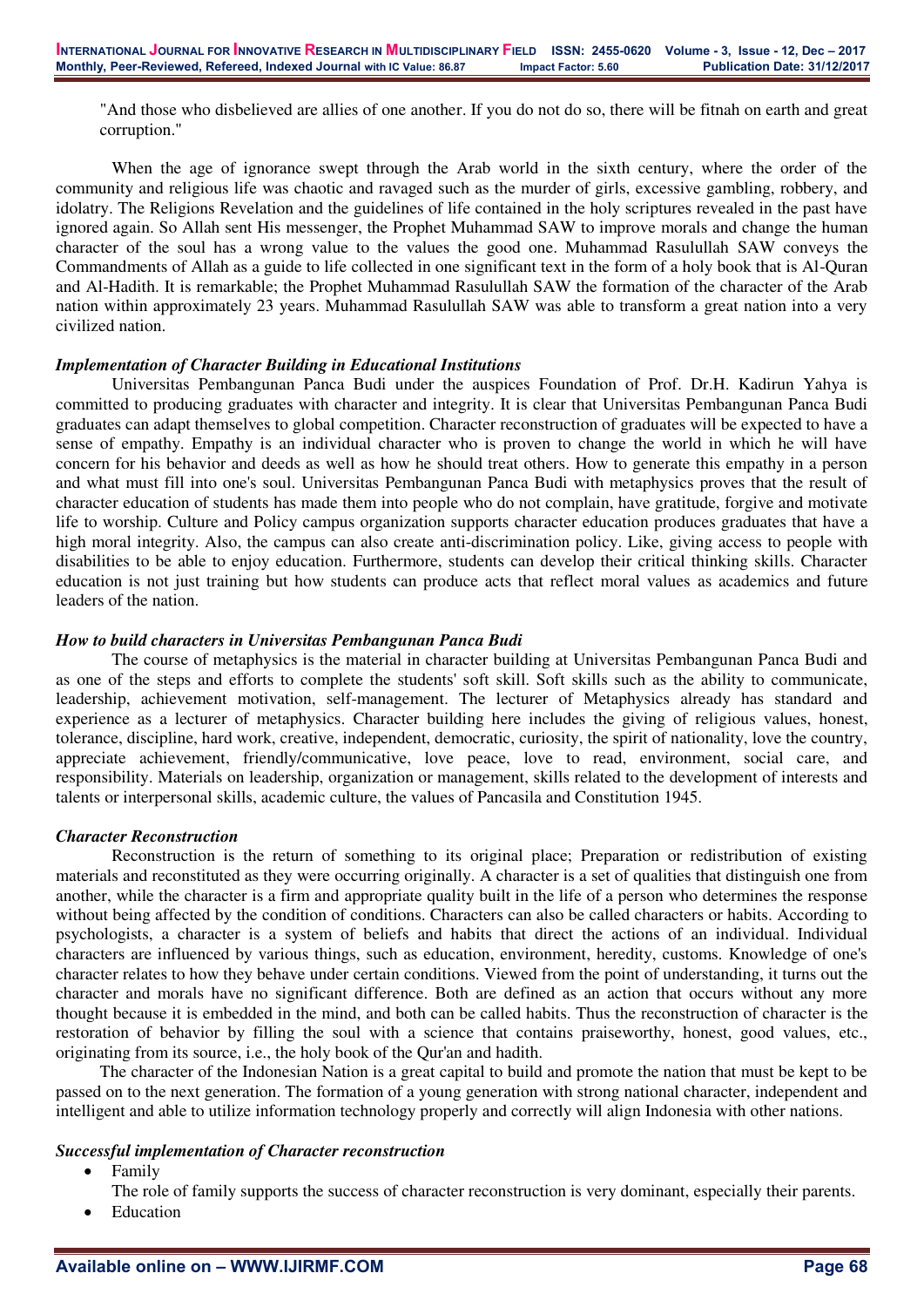"And those who disbelieved are allies of one another. If you do not do so, there will be fitnah on earth and great corruption."

When the age of ignorance swept through the Arab world in the sixth century, where the order of the community and religious life was chaotic and ravaged such as the murder of girls, excessive gambling, robbery, and idolatry. The Religions Revelation and the guidelines of life contained in the holy scriptures revealed in the past have ignored again. So Allah sent His messenger, the Prophet Muhammad SAW to improve morals and change the human character of the soul has a wrong value to the values the good one. Muhammad Rasulullah SAW conveys the Commandments of Allah as a guide to life collected in one significant text in the form of a holy book that is Al-Quran and Al-Hadith. It is remarkable; the Prophet Muhammad Rasulullah SAW the formation of the character of the Arab nation within approximately 23 years. Muhammad Rasulullah SAW was able to transform a great nation into a very civilized nation.

***Implementation of Character Building in Educational Institutions***

Universitas Pembangunan Panca Budi under the auspices Foundation of Prof. Dr.H. Kadirun Yahya is committed to producing graduates with character and integrity. It is clear that Universitas Pembangunan Panca Budi graduates can adapt themselves to global competition. Character reconstruction of graduates will be expected to have a sense of empathy. Empathy is an individual character who is proven to change the world in which he will have concern for his behavior and deeds as well as how he should treat others. How to generate this empathy in a person and what must fill into one's soul. Universitas Pembangunan Panca Budi with metaphysics proves that the result of character education of students has made them into people who do not complain, have gratitude, forgive and motivate life to worship. Culture and Policy campus organization supports character education produces graduates that have a high moral integrity. Also, the campus can also create anti-discrimination policy. Like, giving access to people with disabilities to be able to enjoy education. Furthermore, students can develop their critical thinking skills. Character education is not just training but how students can produce acts that reflect moral values as academics and future leaders of the nation.

***How to build characters in Universitas Pembangunan Panca Budi***

The course of metaphysics is the material in character building at Universitas Pembangunan Panca Budi and as one of the steps and efforts to complete the students' soft skill. Soft skills such as the ability to communicate, leadership, achievement motivation, self-management. The lecturer of Metaphysics already has standard and experience as a lecturer of metaphysics. Character building here includes the giving of religious values, honest, tolerance, discipline, hard work, creative, independent, democratic, curiosity, the spirit of nationality, love the country, appreciate achievement, friendly/communicative, love peace, love to read, environment, social care, and responsibility. Materials on leadership, organization or management, skills related to the development of interests and talents or interpersonal skills, academic culture, the values of Pancasila and Constitution 1945.

***Character Reconstruction***

Reconstruction is the return of something to its original place; Preparation or redistribution of existing materials and reconstituted as they were occurring originally. A character is a set of qualities that distinguish one from another, while the character is a firm and appropriate quality built in the life of a person who determines the response without being affected by the condition of conditions. Characters can also be called characters or habits. According to psychologists, a character is a system of beliefs and habits that direct the actions of an individual. Individual characters are influenced by various things, such as education, environment, heredity, customs. Knowledge of one's character relates to how they behave under certain conditions. Viewed from the point of understanding, it turns out the character and morals have no significant difference. Both are defined as an action that occurs without any more thought because it is embedded in the mind, and both can be called habits. Thus the reconstruction of character is the restoration of behavior by filling the soul with a science that contains praiseworthy, honest, good values, etc., originating from its source, i.e., the holy book of the Qur'an and hadith.

The character of the Indonesian Nation is a great capital to build and promote the nation that must be kept to be passed on to the next generation. The formation of a young generation with strong national character, independent and intelligent and able to utilize information technology properly and correctly will align Indonesia with other nations.

***Successful implementation of Character reconstruction***

- Family

  The role of family supports the success of character reconstruction is very dominant, especially their parents.
- Education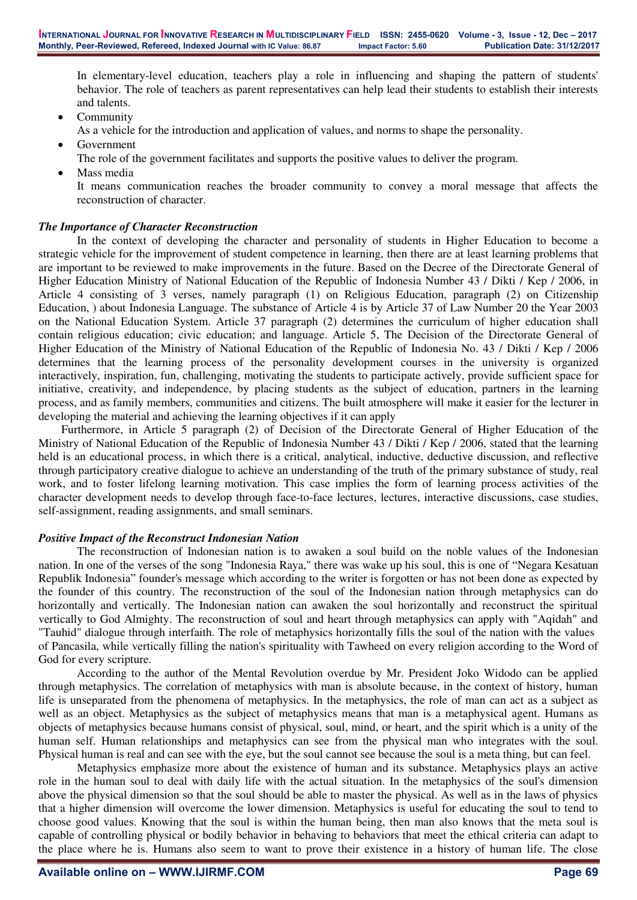In elementary-level education, teachers play a role in influencing and shaping the pattern of students' behavior. The role of teachers as parent representatives can help lead their students to establish their interests and talents.

- Community
  As a vehicle for the introduction and application of values, and norms to shape the personality.
- Government
  The role of the government facilitates and supports the positive values to deliver the program.
- Mass media
  It means communication reaches the broader community to convey a moral message that affects the reconstruction of character.

### *The Importance of Character Reconstruction*

In the context of developing the character and personality of students in Higher Education to become a strategic vehicle for the improvement of student competence in learning, then there are at least learning problems that are important to be reviewed to make improvements in the future. Based on the Decree of the Directorate General of Higher Education Ministry of National Education of the Republic of Indonesia Number 43 / Dikti / Kep / 2006, in Article 4 consisting of 3 verses, namely paragraph (1) on Religious Education, paragraph (2) on Citizenship Education, ) about Indonesia Language. The substance of Article 4 is by Article 37 of Law Number 20 the Year 2003 on the National Education System. Article 37 paragraph (2) determines the curriculum of higher education shall contain religious education; civic education; and language. Article 5, The Decision of the Directorate General of Higher Education of the Ministry of National Education of the Republic of Indonesia No. 43 / Dikti / Kep / 2006 determines that the learning process of the personality development courses in the university is organized interactively, inspiration, fun, challenging, motivating the students to participate actively, provide sufficient space for initiative, creativity, and independence, by placing students as the subject of education, partners in the learning process, and as family members, communities and citizens. The built atmosphere will make it easier for the lecturer in developing the material and achieving the learning objectives if it can apply

Furthermore, in Article 5 paragraph (2) of Decision of the Directorate General of Higher Education of the Ministry of National Education of the Republic of Indonesia Number 43 / Dikti / Kep / 2006, stated that the learning held is an educational process, in which there is a critical, analytical, inductive, deductive discussion, and reflective through participatory creative dialogue to achieve an understanding of the truth of the primary substance of study, real work, and to foster lifelong learning motivation. This case implies the form of learning process activities of the character development needs to develop through face-to-face lectures, lectures, interactive discussions, case studies, self-assignment, reading assignments, and small seminars.

### *Positive Impact of the Reconstruct Indonesian Nation*

The reconstruction of Indonesian nation is to awaken a soul build on the noble values of the Indonesian nation. In one of the verses of the song "Indonesia Raya," there was wake up his soul, this is one of "Negara Kesatuan Republik Indonesia" founder's message which according to the writer is forgotten or has not been done as expected by the founder of this country. The reconstruction of the soul of the Indonesian nation through metaphysics can do horizontally and vertically. The Indonesian nation can awaken the soul horizontally and reconstruct the spiritual vertically to God Almighty. The reconstruction of soul and heart through metaphysics can apply with "Aqidah" and "Tauhid" dialogue through interfaith. The role of metaphysics horizontally fills the soul of the nation with the values of Pancasila, while vertically filling the nation's spirituality with Tawheed on every religion according to the Word of God for every scripture.

According to the author of the Mental Revolution overdue by Mr. President Joko Widodo can be applied through metaphysics. The correlation of metaphysics with man is absolute because, in the context of history, human life is unseparated from the phenomena of metaphysics. In the metaphysics, the role of man can act as a subject as well as an object. Metaphysics as the subject of metaphysics means that man is a metaphysical agent. Humans as objects of metaphysics because humans consist of physical, soul, mind, or heart, and the spirit which is a unity of the human self. Human relationships and metaphysics can see from the physical man who integrates with the soul. Physical human is real and can see with the eye, but the soul cannot see because the soul is a meta thing, but can feel.

Metaphysics emphasize more about the existence of human and its substance. Metaphysics plays an active role in the human soul to deal with daily life with the actual situation. In the metaphysics of the soul's dimension above the physical dimension so that the soul should be able to master the physical. As well as in the laws of physics that a higher dimension will overcome the lower dimension. Metaphysics is useful for educating the soul to tend to choose good values. Knowing that the soul is within the human being, then man also knows that the meta soul is capable of controlling physical or bodily behavior in behaving to behaviors that meet the ethical criteria can adapt to the place where he is. Humans also seem to want to prove their existence in a history of human life. The close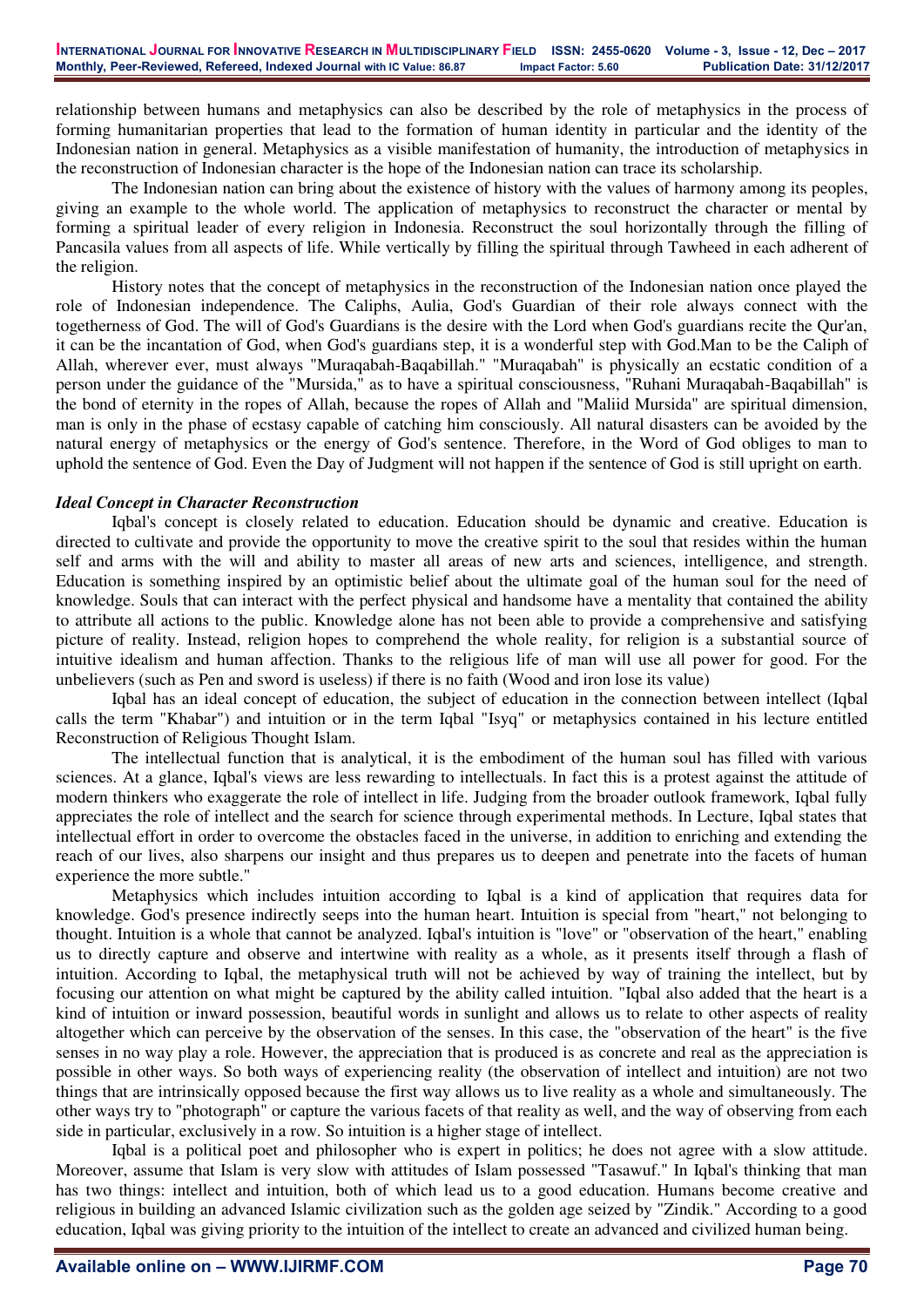relationship between humans and metaphysics can also be described by the role of metaphysics in the process of forming humanitarian properties that lead to the formation of human identity in particular and the identity of the Indonesian nation in general. Metaphysics as a visible manifestation of humanity, the introduction of metaphysics in the reconstruction of Indonesian character is the hope of the Indonesian nation can trace its scholarship.

The Indonesian nation can bring about the existence of history with the values of harmony among its peoples, giving an example to the whole world. The application of metaphysics to reconstruct the character or mental by forming a spiritual leader of every religion in Indonesia. Reconstruct the soul horizontally through the filling of Pancasila values from all aspects of life. While vertically by filling the spiritual through Tawheed in each adherent of the religion.

History notes that the concept of metaphysics in the reconstruction of the Indonesian nation once played the role of Indonesian independence. The Caliphs, Aulia, God's Guardian of their role always connect with the togetherness of God. The will of God's Guardians is the desire with the Lord when God's guardians recite the Qur'an, it can be the incantation of God, when God's guardians step, it is a wonderful step with God.Man to be the Caliph of Allah, wherever ever, must always "Muraqabah-Baqabillah." "Muraqabah" is physically an ecstatic condition of a person under the guidance of the "Mursida," as to have a spiritual consciousness, "Ruhani Muraqabah-Baqabillah" is the bond of eternity in the ropes of Allah, because the ropes of Allah and "Maliid Mursida" are spiritual dimension, man is only in the phase of ecstasy capable of catching him consciously. All natural disasters can be avoided by the natural energy of metaphysics or the energy of God's sentence. Therefore, in the Word of God obliges to man to uphold the sentence of God. Even the Day of Judgment will not happen if the sentence of God is still upright on earth.

### *Ideal Concept in Character Reconstruction*

Iqbal's concept is closely related to education. Education should be dynamic and creative. Education is directed to cultivate and provide the opportunity to move the creative spirit to the soul that resides within the human self and arms with the will and ability to master all areas of new arts and sciences, intelligence, and strength. Education is something inspired by an optimistic belief about the ultimate goal of the human soul for the need of knowledge. Souls that can interact with the perfect physical and handsome have a mentality that contained the ability to attribute all actions to the public. Knowledge alone has not been able to provide a comprehensive and satisfying picture of reality. Instead, religion hopes to comprehend the whole reality, for religion is a substantial source of intuitive idealism and human affection. Thanks to the religious life of man will use all power for good. For the unbelievers (such as Pen and sword is useless) if there is no faith (Wood and iron lose its value)

Iqbal has an ideal concept of education, the subject of education in the connection between intellect (Iqbal calls the term "Khabar") and intuition or in the term Iqbal "Isyq" or metaphysics contained in his lecture entitled Reconstruction of Religious Thought Islam.

The intellectual function that is analytical, it is the embodiment of the human soul has filled with various sciences. At a glance, Iqbal's views are less rewarding to intellectuals. In fact this is a protest against the attitude of modern thinkers who exaggerate the role of intellect in life. Judging from the broader outlook framework, Iqbal fully appreciates the role of intellect and the search for science through experimental methods. In Lecture, Iqbal states that intellectual effort in order to overcome the obstacles faced in the universe, in addition to enriching and extending the reach of our lives, also sharpens our insight and thus prepares us to deepen and penetrate into the facets of human experience the more subtle."

Metaphysics which includes intuition according to Iqbal is a kind of application that requires data for knowledge. God's presence indirectly seeps into the human heart. Intuition is special from "heart," not belonging to thought. Intuition is a whole that cannot be analyzed. Iqbal's intuition is "love" or "observation of the heart," enabling us to directly capture and observe and intertwine with reality as a whole, as it presents itself through a flash of intuition. According to Iqbal, the metaphysical truth will not be achieved by way of training the intellect, but by focusing our attention on what might be captured by the ability called intuition. "Iqbal also added that the heart is a kind of intuition or inward possession, beautiful words in sunlight and allows us to relate to other aspects of reality altogether which can perceive by the observation of the senses. In this case, the "observation of the heart" is the five senses in no way play a role. However, the appreciation that is produced is as concrete and real as the appreciation is possible in other ways. So both ways of experiencing reality (the observation of intellect and intuition) are not two things that are intrinsically opposed because the first way allows us to live reality as a whole and simultaneously. The other ways try to "photograph" or capture the various facets of that reality as well, and the way of observing from each side in particular, exclusively in a row. So intuition is a higher stage of intellect.

Iqbal is a political poet and philosopher who is expert in politics; he does not agree with a slow attitude. Moreover, assume that Islam is very slow with attitudes of Islam possessed "Tasawuf." In Iqbal's thinking that man has two things: intellect and intuition, both of which lead us to a good education. Humans become creative and religious in building an advanced Islamic civilization such as the golden age seized by "Zindik." According to a good education, Iqbal was giving priority to the intuition of the intellect to create an advanced and civilized human being.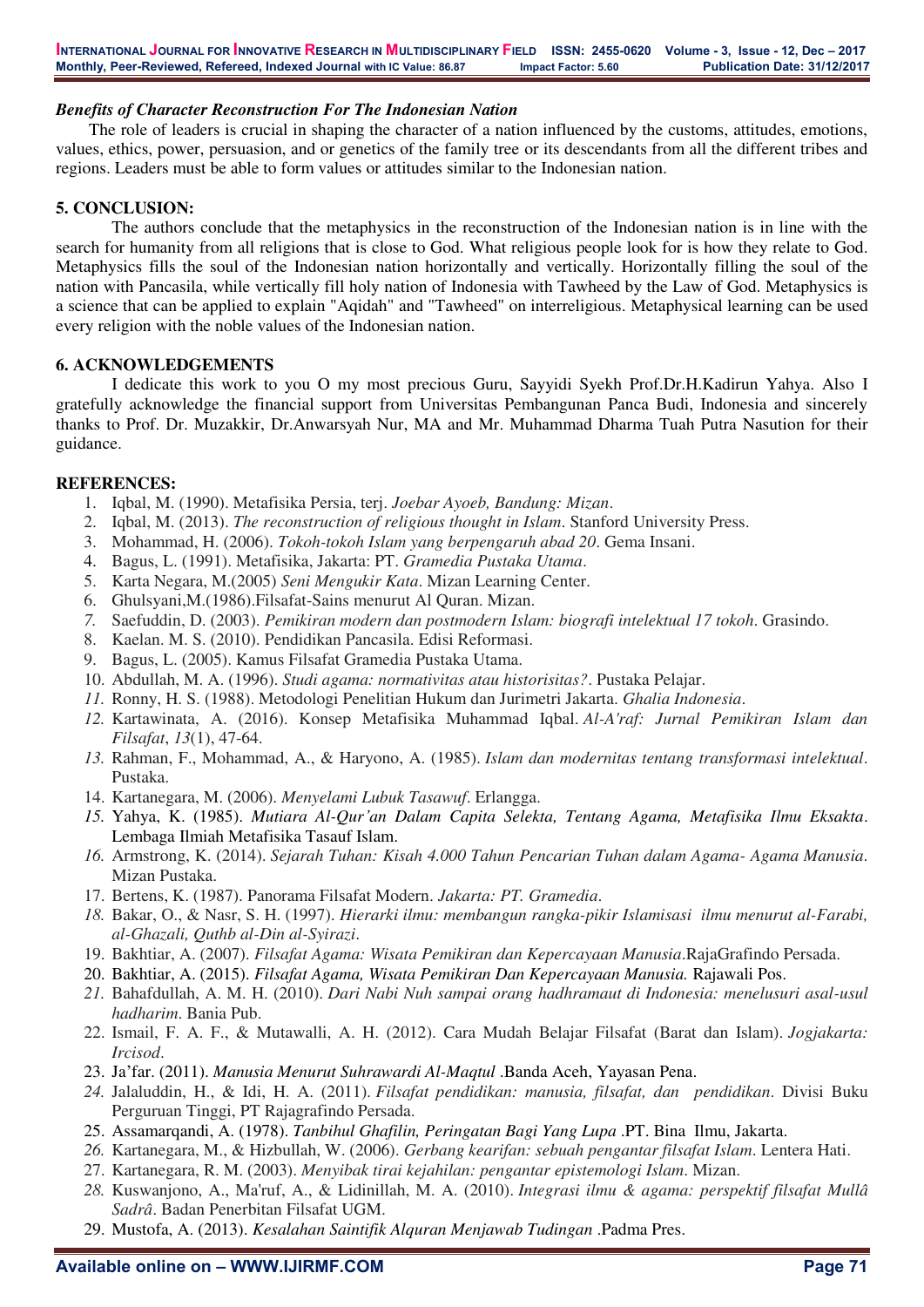***Benefits of Character Reconstruction For The Indonesian Nation***

The role of leaders is crucial in shaping the character of a nation influenced by the customs, attitudes, emotions, values, ethics, power, persuasion, and or genetics of the family tree or its descendants from all the different tribes and regions. Leaders must be able to form values or attitudes similar to the Indonesian nation.

## 5. CONCLUSION:

The authors conclude that the metaphysics in the reconstruction of the Indonesian nation is in line with the search for humanity from all religions that is close to God. What religious people look for is how they relate to God. Metaphysics fills the soul of the Indonesian nation horizontally and vertically. Horizontally filling the soul of the nation with Pancasila, while vertically fill holy nation of Indonesia with Tawheed by the Law of God. Metaphysics is a science that can be applied to explain "Aqidah" and "Tawheed" on interreligious. Metaphysical learning can be used every religion with the noble values of the Indonesian nation.

## 6. ACKNOWLEDGEMENTS

I dedicate this work to you O my most precious Guru, Sayyidi Syekh Prof.Dr.H.Kadirun Yahya. Also I gratefully acknowledge the financial support from Universitas Pembangunan Panca Budi, Indonesia and sincerely thanks to Prof. Dr. Muzakkir, Dr.Anwarsyah Nur, MA and Mr. Muhammad Dharma Tuah Putra Nasution for their guidance.

## REFERENCES:

1. Iqbal, M. (1990). Metafisika Persia, terj. *Joebar Ayoeb, Bandung: Mizan*.
2. Iqbal, M. (2013). *The reconstruction of religious thought in Islam*. Stanford University Press.
3. Mohammad, H. (2006). *Tokoh-tokoh Islam yang berpengaruh abad 20*. Gema Insani.
4. Bagus, L. (1991). Metafisika, Jakarta: PT. *Gramedia Pustaka Utama*.
5. Karta Negara, M.(2005) *Seni Mengukir Kata*. Mizan Learning Center.
6. Ghulsyani,M.(1986).Filsafat-Sains menurut Al Quran. Mizan.
7. Saefuddin, D. (2003). *Pemikiran modern dan postmodern Islam: biografi intelektual 17 tokoh*. Grasindo.
8. Kaelan. M. S. (2010). Pendidikan Pancasila. Edisi Reformasi.
9. Bagus, L. (2005). Kamus Filsafat Gramedia Pustaka Utama.
10. Abdullah, M. A. (1996). *Studi agama: normativitas atau historisitas?*. Pustaka Pelajar.
11. Ronny, H. S. (1988). Metodologi Penelitian Hukum dan Jurimetri Jakarta. *Ghalia Indonesia*.
12. Kartawinata, A. (2016). Konsep Metafisika Muhammad Iqbal. *Al-A'raf: Jurnal Pemikiran Islam dan Filsafat*, *13*(1), 47-64.
13. Rahman, F., Mohammad, A., & Haryono, A. (1985). *Islam dan modernitas tentang transformasi intelektual*. Pustaka.
14. Kartanegara, M. (2006). *Menyelami Lubuk Tasawuf*. Erlangga.
15. Yahya, K. (1985). *Mutiara Al-Qur'an Dalam Capita Selekta, Tentang Agama, Metafisika Ilmu Eksakta*. Lembaga Ilmiah Metafisika Tasauf Islam.
16. Armstrong, K. (2014). *Sejarah Tuhan: Kisah 4.000 Tahun Pencarian Tuhan dalam Agama- Agama Manusia*. Mizan Pustaka.
17. Bertens, K. (1987). Panorama Filsafat Modern. *Jakarta: PT. Gramedia*.
18. Bakar, O., & Nasr, S. H. (1997). *Hierarki ilmu: membangun rangka-pikir Islamisasi ilmu menurut al-Farabi, al-Ghazali, Quthb al-Din al-Syirazi*.
19. Bakhtiar, A. (2007). *Filsafat Agama: Wisata Pemikiran dan Kepercayaan Manusia*.RajaGrafindo Persada.
20. Bakhtiar, A. (2015). *Filsafat Agama, Wisata Pemikiran Dan Kepercayaan Manusia.* Rajawali Pos.
21. Bahafdullah, A. M. H. (2010). *Dari Nabi Nuh sampai orang hadhramaut di Indonesia: menelusuri asal-usul hadharim*. Bania Pub.
22. Ismail, F. A. F., & Mutawalli, A. H. (2012). Cara Mudah Belajar Filsafat (Barat dan Islam). *Jogjakarta: Ircisod*.
23. Ja'far. (2011). *Manusia Menurut Suhrawardi Al-Maqtul* .Banda Aceh, Yayasan Pena.
24. Jalaluddin, H., & Idi, H. A. (2011). *Filsafat pendidikan: manusia, filsafat, dan pendidikan*. Divisi Buku Perguruan Tinggi, PT Rajagrafindo Persada.
25. Assamarqandi, A. (1978). *Tanbihul Ghafilin, Peringatan Bagi Yang Lupa* .PT. Bina Ilmu, Jakarta.
26. Kartanegara, M., & Hizbullah, W. (2006). *Gerbang kearifan: sebuah pengantar filsafat Islam*. Lentera Hati.
27. Kartanegara, R. M. (2003). *Menyibak tirai kejahilan: pengantar epistemologi Islam*. Mizan.
28. Kuswanjono, A., Ma'ruf, A., & Lidinillah, M. A. (2010). *Integrasi ilmu & agama: perspektif filsafat Mullâ Sadrâ*. Badan Penerbitan Filsafat UGM.
29. Mustofa, A. (2013). *Kesalahan Saintifik Alquran Menjawab Tudingan* .Padma Pres.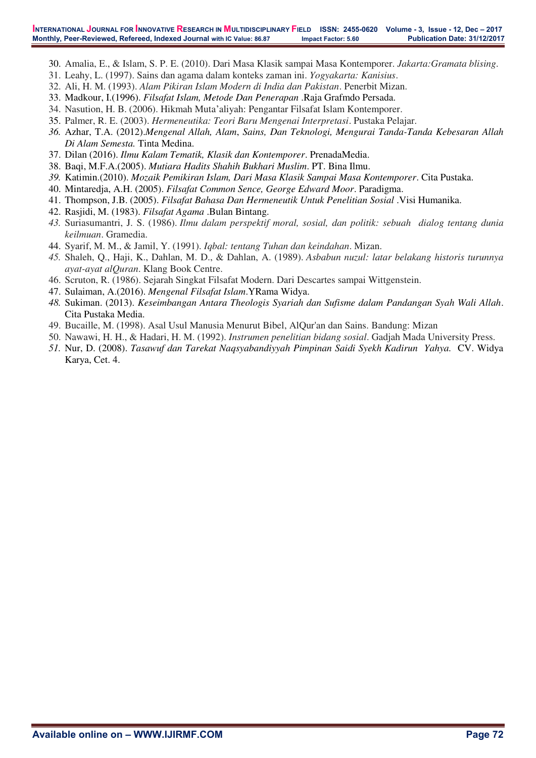30. Amalia, E., & Islam, S. P. E. (2010). Dari Masa Klasik sampai Masa Kontemporer. *Jakarta:Gramata blising*.
31. Leahy, L. (1997). Sains dan agama dalam konteks zaman ini. *Yogyakarta: Kanisius*.
32. Ali, H. M. (1993). *Alam Pikiran Islam Modern di India dan Pakistan*. Penerbit Mizan.
33. Madkour, I.(1996). *Filsafat Islam, Metode Dan Penerapan* .Raja Grafmdo Persada.
34. Nasution, H. B. (2006). Hikmah Muta'aliyah: Pengantar Filsafat Islam Kontemporer.
35. Palmer, R. E. (2003). *Hermeneutika: Teori Baru Mengenai Interpretasi*. Pustaka Pelajar.
36. Azhar, T.A. (2012).*Mengenal Allah, Alam, Sains, Dan Teknologi, Mengurai Tanda-Tanda Kebesaran Allah Di Alam Semesta.* Tinta Medina.
37. Dilan (2016). *Ilmu Kalam Tematik, Klasik dan Kontemporer*. PrenadaMedia.
38. Baqi, M.F.A.(2005). *Mutiara Hadits Shahih Bukhari Muslim*. PT. Bina Ilmu.
39. Katimin.(2010). *Mozaik Pemikiran Islam, Dari Masa Klasik Sampai Masa Kontemporer*. Cita Pustaka.
40. Mintaredja, A.H. (2005). *Filsafat Common Sence, George Edward Moor*. Paradigma.
41. Thompson, J.B. (2005). *Filsafat Bahasa Dan Hermeneutik Untuk Penelitian Sosial* .Visi Humanika.
42. Rasjidi, M. (1983). *Filsafat Agama* .Bulan Bintang.
43. Suriasumantri, J. S. (1986). *Ilmu dalam perspektif moral, sosial, dan politik: sebuah dialog tentang dunia keilmuan*. Gramedia.
44. Syarif, M. M., & Jamil, Y. (1991). *Iqbal: tentang Tuhan dan keindahan*. Mizan.
45. Shaleh, Q., Haji, K., Dahlan, M. D., & Dahlan, A. (1989). *Asbabun nuzul: latar belakang historis turunnya ayat-ayat alQuran*. Klang Book Centre.
46. Scruton, R. (1986). Sejarah Singkat Filsafat Modern. Dari Descartes sampai Wittgenstein.
47. Sulaiman, A.(2016). *Mengenal Filsafat Islam*.YRama Widya.
48. Sukiman. (2013). *Keseimbangan Antara Theologis Syariah dan Sufisme dalam Pandangan Syah Wali Allah*. Cita Pustaka Media.
49. Bucaille, M. (1998). Asal Usul Manusia Menurut Bibel, AlQur'an dan Sains. Bandung: Mizan
50. Nawawi, H. H., & Hadari, H. M. (1992). *Instrumen penelitian bidang sosial*. Gadjah Mada University Press.
51. Nur, D. (2008). *Tasawuf dan Tarekat Naqsyabandiyyah Pimpinan Saidi Syekh Kadirun Yahya.* CV. Widya Karya, Cet. 4.